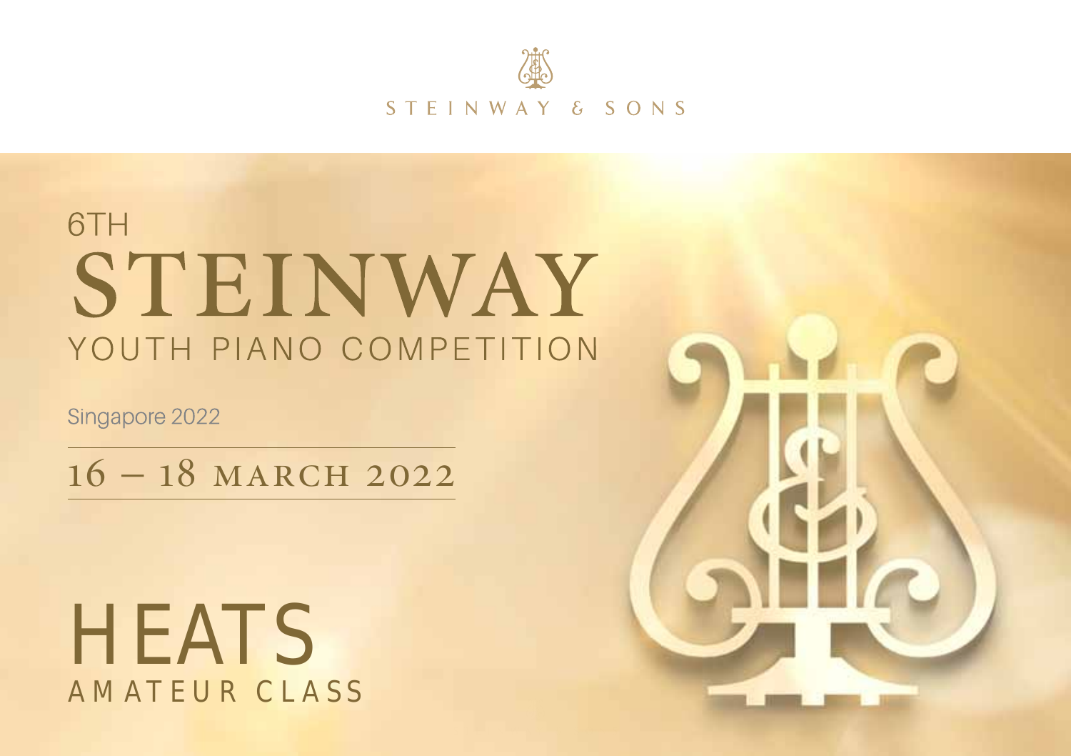STEINWAY & SONS

# 6TH STEINWAY YOUTH PIANO COMPETITION

Singapore 2022

16 – 18 MARCH 2022

# HEATS

## AMATEUR CLASS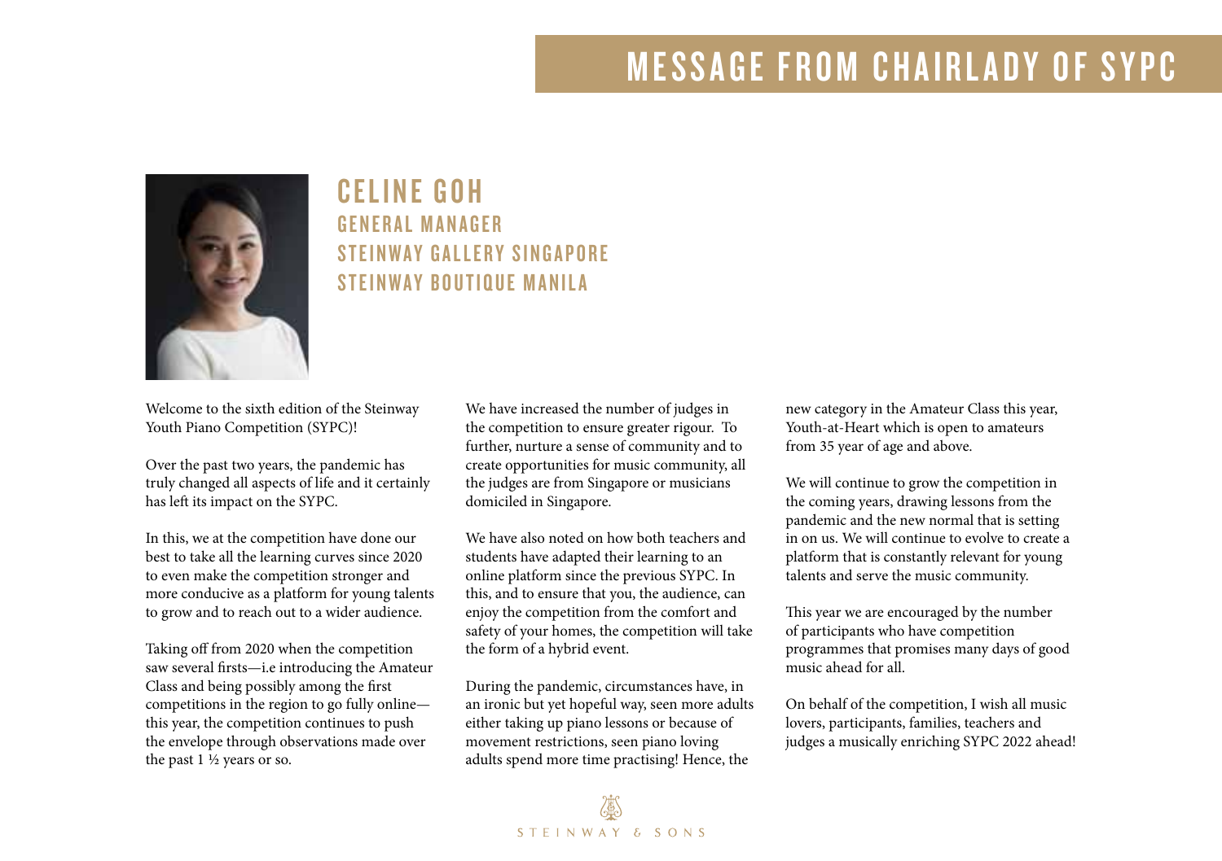# MESSAGE FROM CHAIRLADY OF SYPC

## CELINE GOH

### GENERAL MANAGER
### STEINWAY GALLERY SINGAPORE
### STEINWAY BOUTIQUE MANILA

Welcome to the sixth edition of the Steinway Youth Piano Competition (SYPC)!

Over the past two years, the pandemic has truly changed all aspects of life and it certainly has left its impact on the SYPC.

In this, we at the competition have done our best to take all the learning curves since 2020 to even make the competition stronger and more conducive as a platform for young talents to grow and to reach out to a wider audience.

Taking off from 2020 when the competition saw several firsts—i.e introducing the Amateur Class and being possibly among the first competitions in the region to go fully online—this year, the competition continues to push the envelope through observations made over the past 1 ½ years or so.

We have increased the number of judges in the competition to ensure greater rigour. To further, nurture a sense of community and to create opportunities for music community, all the judges are from Singapore or musicians domiciled in Singapore.

We have also noted on how both teachers and students have adapted their learning to an online platform since the previous SYPC. In this, and to ensure that you, the audience, can enjoy the competition from the comfort and safety of your homes, the competition will take the form of a hybrid event.

During the pandemic, circumstances have, in an ironic but yet hopeful way, seen more adults either taking up piano lessons or because of movement restrictions, seen piano loving adults spend more time practising! Hence, the new category in the Amateur Class this year, Youth-at-Heart which is open to amateurs from 35 year of age and above.

We will continue to grow the competition in the coming years, drawing lessons from the pandemic and the new normal that is setting in on us. We will continue to evolve to create a platform that is constantly relevant for young talents and serve the music community.

This year we are encouraged by the number of participants who have competition programmes that promises many days of good music ahead for all.

On behalf of the competition, I wish all music lovers, participants, families, teachers and judges a musically enriching SYPC 2022 ahead!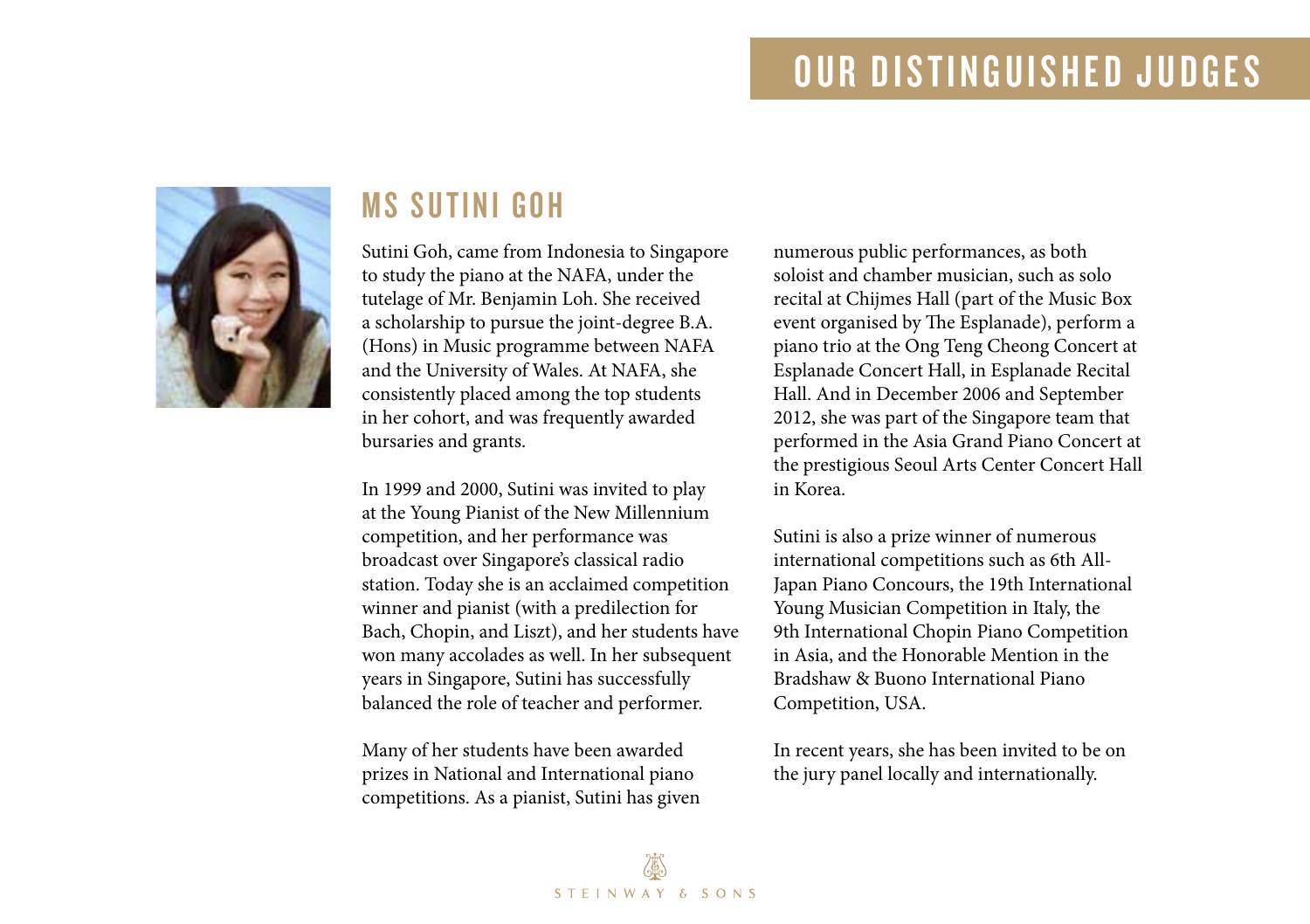# OUR DISTINGUISHED JUDGES

## MS SUTINI GOH

Sutini Goh, came from Indonesia to Singapore to study the piano at the NAFA, under the tutelage of Mr. Benjamin Loh. She received a scholarship to pursue the joint-degree B.A. (Hons) in Music programme between NAFA and the University of Wales. At NAFA, she consistently placed among the top students in her cohort, and was frequently awarded bursaries and grants.

In 1999 and 2000, Sutini was invited to play at the Young Pianist of the New Millennium competition, and her performance was broadcast over Singapore's classical radio station. Today she is an acclaimed competition winner and pianist (with a predilection for Bach, Chopin, and Liszt), and her students have won many accolades as well. In her subsequent years in Singapore, Sutini has successfully balanced the role of teacher and performer.

Many of her students have been awarded prizes in National and International piano competitions. As a pianist, Sutini has given numerous public performances, as both soloist and chamber musician, such as solo recital at Chijmes Hall (part of the Music Box event organised by The Esplanade), perform a piano trio at the Ong Teng Cheong Concert at Esplanade Concert Hall, in Esplanade Recital Hall. And in December 2006 and September 2012, she was part of the Singapore team that performed in the Asia Grand Piano Concert at the prestigious Seoul Arts Center Concert Hall in Korea.

Sutini is also a prize winner of numerous international competitions such as 6th All-Japan Piano Concours, the 19th International Young Musician Competition in Italy, the 9th International Chopin Piano Competition in Asia, and the Honorable Mention in the Bradshaw & Buono International Piano Competition, USA.

In recent years, she has been invited to be on the jury panel locally and internationally.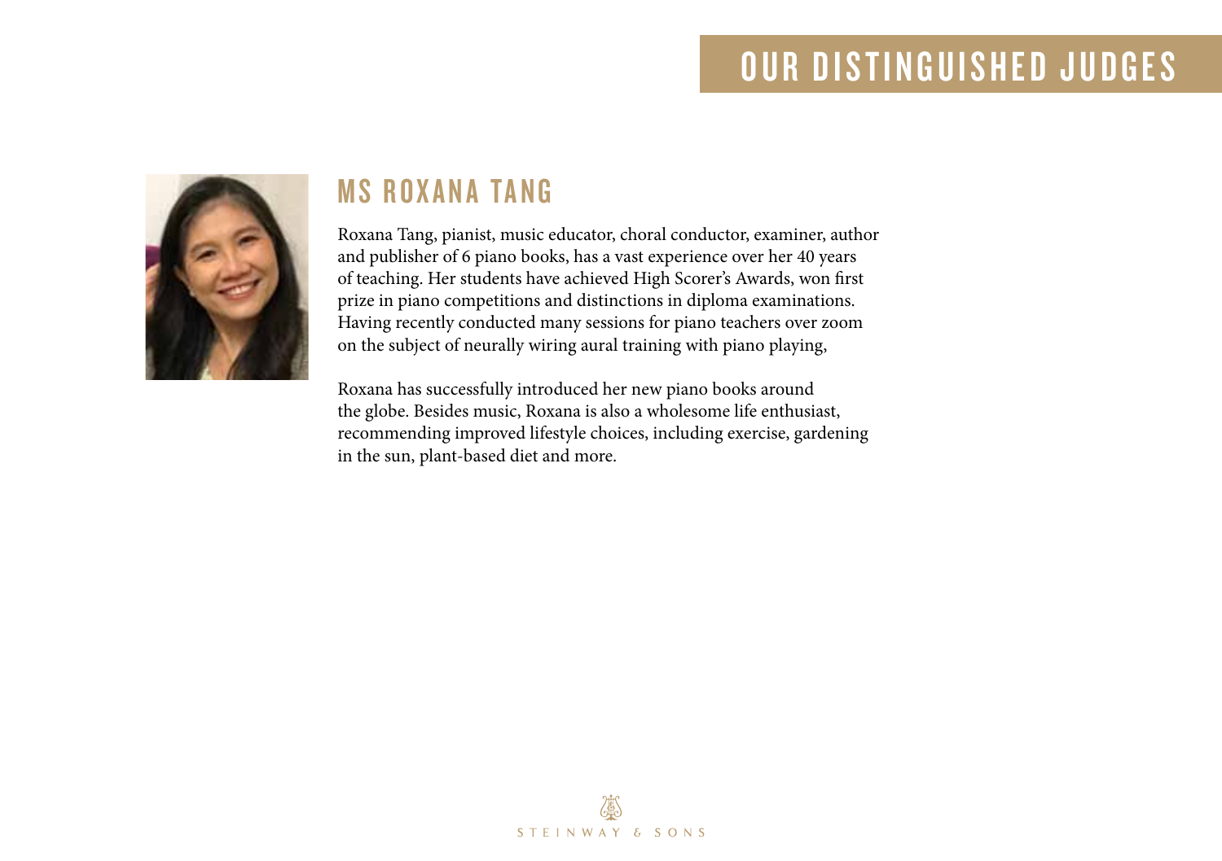# OUR DISTINGUISHED JUDGES

## MS ROXANA TANG

Roxana Tang, pianist, music educator, choral conductor, examiner, author and publisher of 6 piano books, has a vast experience over her 40 years of teaching. Her students have achieved High Scorer's Awards, won first prize in piano competitions and distinctions in diploma examinations. Having recently conducted many sessions for piano teachers over zoom on the subject of neurally wiring aural training with piano playing,

Roxana has successfully introduced her new piano books around the globe. Besides music, Roxana is also a wholesome life enthusiast, recommending improved lifestyle choices, including exercise, gardening in the sun, plant-based diet and more.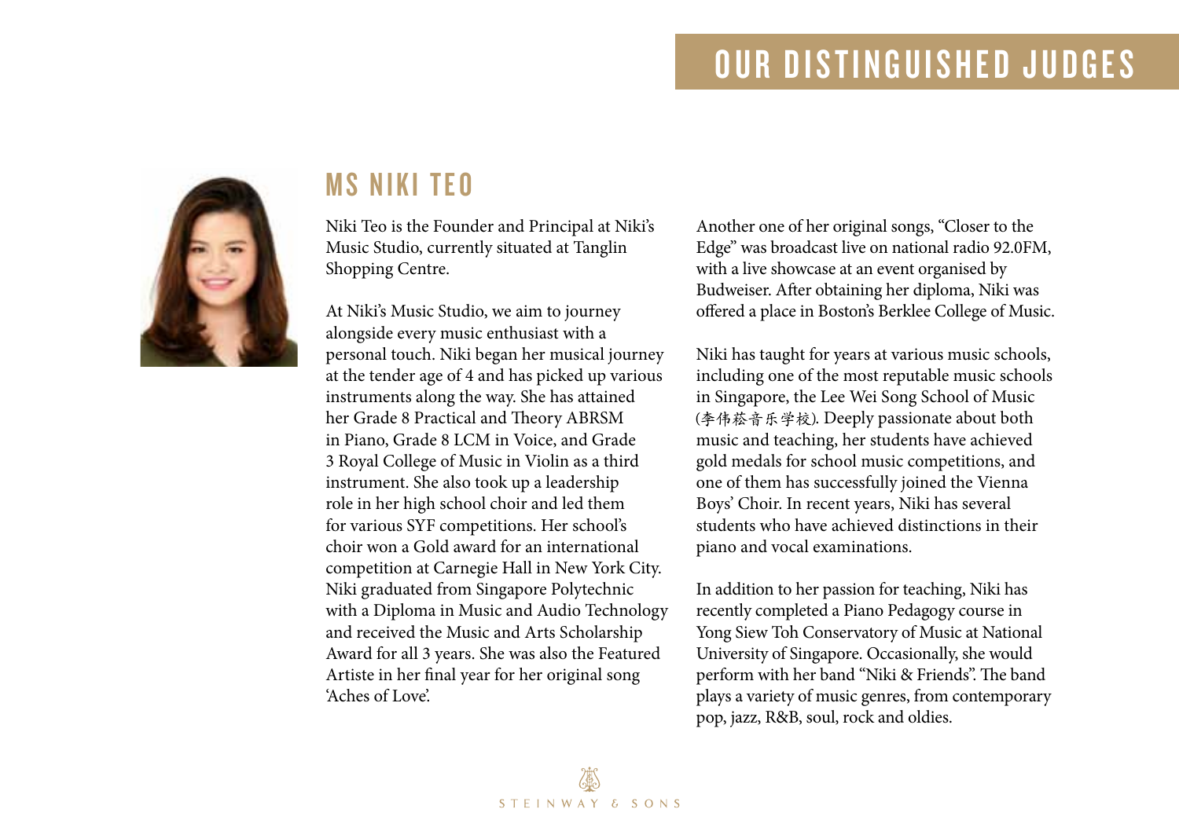# OUR DISTINGUISHED JUDGES

## MS NIKI TEO

Niki Teo is the Founder and Principal at Niki's Music Studio, currently situated at Tanglin Shopping Centre.

At Niki's Music Studio, we aim to journey alongside every music enthusiast with a personal touch. Niki began her musical journey at the tender age of 4 and has picked up various instruments along the way. She has attained her Grade 8 Practical and Theory ABRSM in Piano, Grade 8 LCM in Voice, and Grade 3 Royal College of Music in Violin as a third instrument. She also took up a leadership role in her high school choir and led them for various SYF competitions. Her school's choir won a Gold award for an international competition at Carnegie Hall in New York City. Niki graduated from Singapore Polytechnic with a Diploma in Music and Audio Technology and received the Music and Arts Scholarship Award for all 3 years. She was also the Featured Artiste in her final year for her original song 'Aches of Love'.

Another one of her original songs, "Closer to the Edge" was broadcast live on national radio 92.0FM, with a live showcase at an event organised by Budweiser. After obtaining her diploma, Niki was offered a place in Boston's Berklee College of Music.

Niki has taught for years at various music schools, including one of the most reputable music schools in Singapore, the Lee Wei Song School of Music (李伟菘音乐学校). Deeply passionate about both music and teaching, her students have achieved gold medals for school music competitions, and one of them has successfully joined the Vienna Boys' Choir. In recent years, Niki has several students who have achieved distinctions in their piano and vocal examinations.

In addition to her passion for teaching, Niki has recently completed a Piano Pedagogy course in Yong Siew Toh Conservatory of Music at National University of Singapore. Occasionally, she would perform with her band "Niki & Friends". The band plays a variety of music genres, from contemporary pop, jazz, R&B, soul, rock and oldies.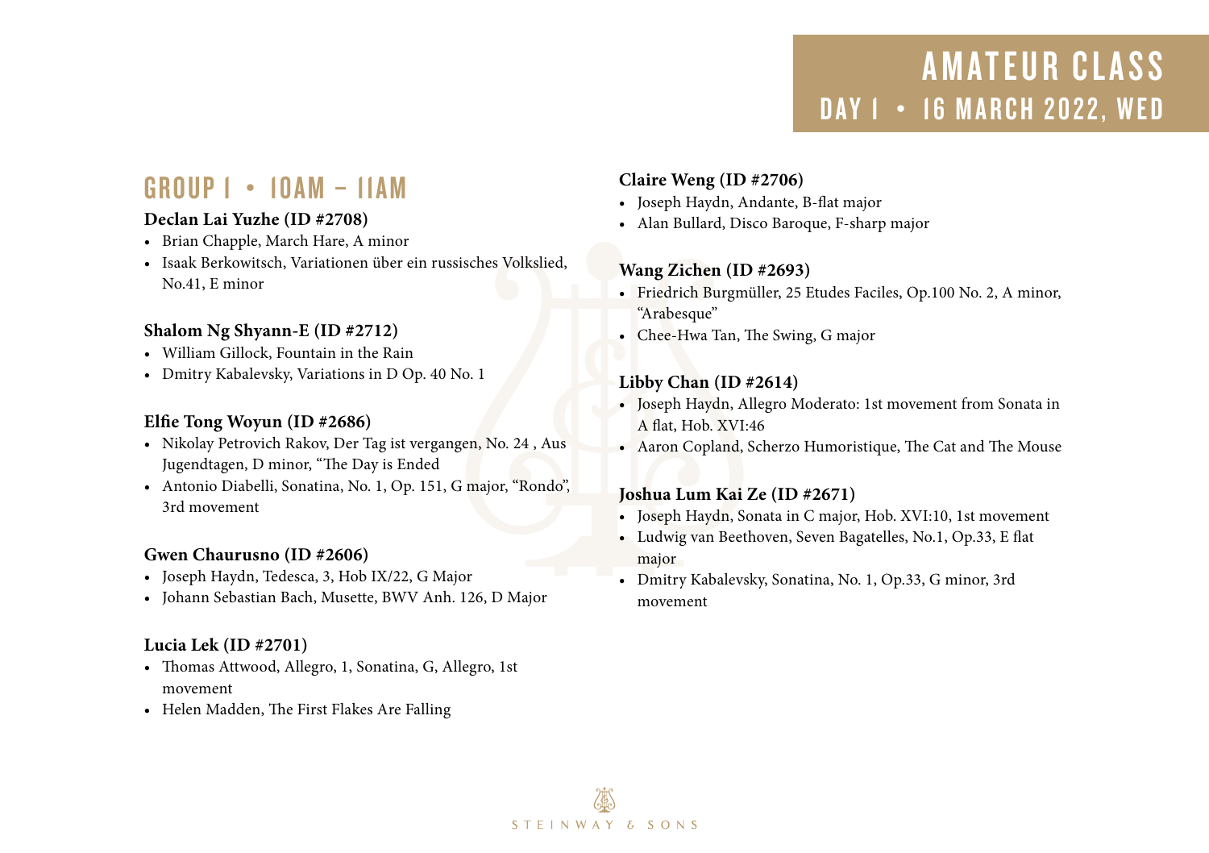# AMATEUR CLASS

## DAY 1 • 16 MARCH 2022, WED

## GROUP 1 • 10AM – 11AM

**Declan Lai Yuze (ID #2708)**

- Brian Chapple, March Hare, A minor
- Isaak Berkowitsch, Variationen über ein russisches Volkslied, No.41, E minor

**Shalom Ng Shyann-E (ID #2712)**

- William Gillock, Fountain in the Rain
- Dmitry Kabalevsky, Variations in D Op. 40 No. 1

**Elfie Tong Woyun (ID #2686)**

- Nikolay Petrovich Rakov, Der Tag ist vergangen, No. 24 , Aus Jugendtagen, D minor, "The Day is Ended
- Antonio Diabelli, Sonatina, No. 1, Op. 151, G major, "Rondo", 3rd movement

**Gwen Chaurusno (ID #2606)**

- Joseph Haydn, Tedesca, 3, Hob IX/22, G Major
- Johann Sebastian Bach, Musette, BWV Anh. 126, D Major

**Lucia Lek (ID #2701)**

- Thomas Attwood, Allegro, 1, Sonatina, G, Allegro, 1st movement
- Helen Madden, The First Flakes Are Falling

**Claire Weng (ID #2706)**

- Joseph Haydn, Andante, B-flat major
- Alan Bullard, Disco Baroque, F-sharp major

**Wang Zichen (ID #2693)**

- Friedrich Burgmüller, 25 Etudes Faciles, Op.100 No. 2, A minor, "Arabesque"
- Chee-Hwa Tan, The Swing, G major

**Libby Chan (ID #2614)**

- Joseph Haydn, Allegro Moderato: 1st movement from Sonata in A flat, Hob. XVI:46
- Aaron Copland, Scherzo Humoristique, The Cat and The Mouse

**Joshua Lum Kai Ze (ID #2671)**

- Joseph Haydn, Sonata in C major, Hob. XVI:10, 1st movement
- Ludwig van Beethoven, Seven Bagatelles, No.1, Op.33, E flat major
- Dmitry Kabalevsky, Sonatina, No. 1, Op.33, G minor, 3rd movement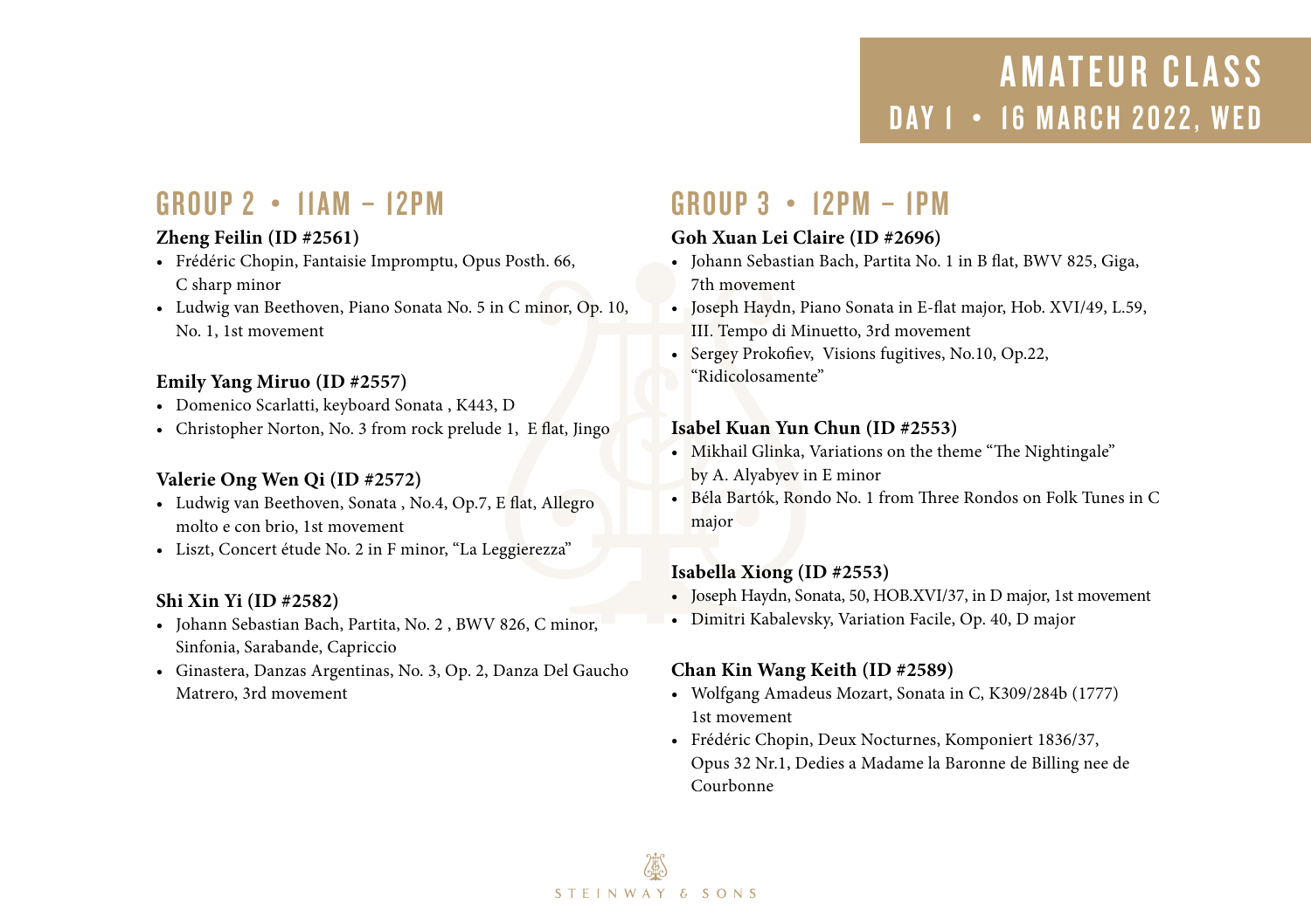# AMATEUR CLASS
## DAY 1 • 16 MARCH 2022, WED

## GROUP 2 • 11AM – 12PM

**Zheng Feilin (ID #2561)**
- Frédéric Chopin, Fantaisie Impromptu, Opus Posth. 66, C sharp minor
- Ludwig van Beethoven, Piano Sonata No. 5 in C minor, Op. 10, No. 1, 1st movement

**Emily Yang Miruo (ID #2557)**
- Domenico Scarlatti, keyboard Sonata , K443, D
- Christopher Norton, No. 3 from rock prelude 1, E flat, Jingo

**Valerie Ong Wen Qi (ID #2572)**
- Ludwig van Beethoven, Sonata , No.4, Op.7, E flat, Allegro molto e con brio, 1st movement
- Liszt, Concert étude No. 2 in F minor, "La Leggierezza"

**Shi Xin Yi (ID #2582)**
- Johann Sebastian Bach, Partita, No. 2 , BWV 826, C minor, Sinfonia, Sarabande, Capriccio
- Ginastera, Danzas Argentinas, No. 3, Op. 2, Danza Del Gaucho Matrero, 3rd movement

## GROUP 3 • 12PM – 1PM

**Goh Xuan Lei Claire (ID #2696)**
- Johann Sebastian Bach, Partita No. 1 in B flat, BWV 825, Giga, 7th movement
- Joseph Haydn, Piano Sonata in E-flat major, Hob. XVI/49, L.59, III. Tempo di Minuetto, 3rd movement
- Sergey Prokofiev, Visions fugitives, No.10, Op.22, "Ridicolosamente"

**Isabel Kuan Yun Chun (ID #2553)**
- Mikhail Glinka, Variations on the theme "The Nightingale" by A. Alyabyev in E minor
- Béla Bartók, Rondo No. 1 from Three Rondos on Folk Tunes in C major

**Isabella Xiong (ID #2553)**
- Joseph Haydn, Sonata, 50, HOB.XVI/37, in D major, 1st movement
- Dimitri Kabalevsky, Variation Facile, Op. 40, D major

**Chan Kin Wang Keith (ID #2589)**
- Wolfgang Amadeus Mozart, Sonata in C, K309/284b (1777) 1st movement
- Frédéric Chopin, Deux Nocturnes, Komponiert 1836/37, Opus 32 Nr.1, Dedies a Madame la Baronne de Billing nee de Courbonne

STEINWAY & SONS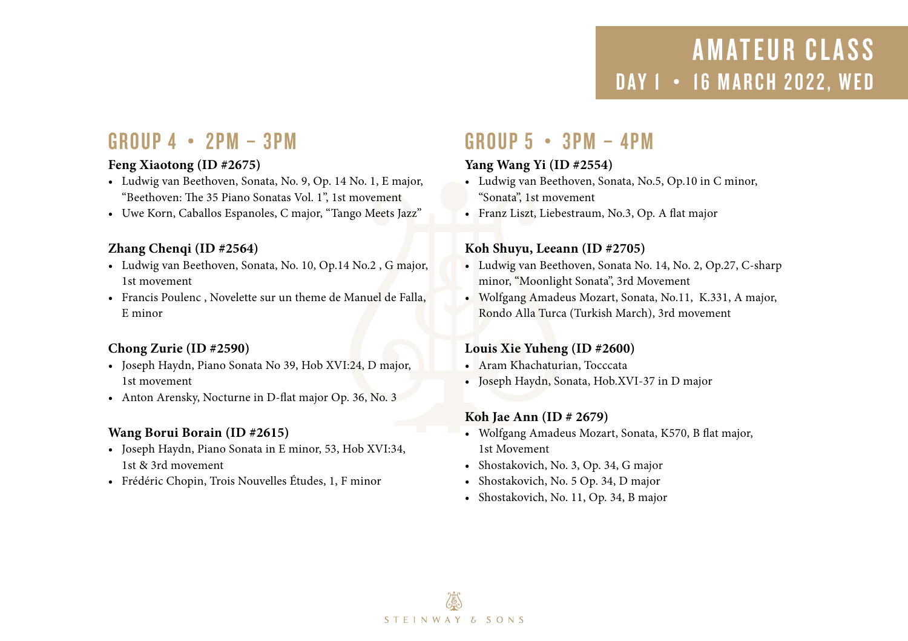# AMATEUR CLASS

## DAY 1 • 16 MARCH 2022, WED

## GROUP 4 • 2PM – 3PM

**Feng Xiaotong (ID #2675)**

- Ludwig van Beethoven, Sonata, No. 9, Op. 14 No. 1, E major, "Beethoven: The 35 Piano Sonatas Vol. 1", 1st movement
- Uwe Korn, Caballos Espanoles, C major, "Tango Meets Jazz"

**Zhang Chenqi (ID #2564)**

- Ludwig van Beethoven, Sonata, No. 10, Op.14 No.2 , G major, 1st movement
- Francis Poulenc , Novelette sur un theme de Manuel de Falla, E minor

**Chong Zurie (ID #2590)**

- Joseph Haydn, Piano Sonata No 39, Hob XVI:24, D major, 1st movement
- Anton Arensky, Nocturne in D-flat major Op. 36, No. 3

**Wang Borui Borain (ID #2615)**

- Joseph Haydn, Piano Sonata in E minor, 53, Hob XVI:34, 1st & 3rd movement
- Frédéric Chopin, Trois Nouvelles Études, 1, F minor

## GROUP 5 • 3PM – 4PM

**Yang Wang Yi (ID #2554)**

- Ludwig van Beethoven, Sonata, No.5, Op.10 in C minor, "Sonata", 1st movement
- Franz Liszt, Liebestraum, No.3, Op. A flat major

**Koh Shuyu, Leeann (ID #2705)**

- Ludwig van Beethoven, Sonata No. 14, No. 2, Op.27, C-sharp minor, "Moonlight Sonata", 3rd Movement
- Wolfgang Amadeus Mozart, Sonata, No.11, K.331, A major, Rondo Alla Turca (Turkish March), 3rd movement

**Louis Xie Yuheng (ID #2600)**

- Aram Khachaturian, Tocccata
- Joseph Haydn, Sonata, Hob.XVI-37 in D major

**Koh Jae Ann (ID # 2679)**

- Wolfgang Amadeus Mozart, Sonata, K570, B flat major, 1st Movement
- Shostakovich, No. 3, Op. 34, G major
- Shostakovich, No. 5 Op. 34, D major
- Shostakovich, No. 11, Op. 34, B major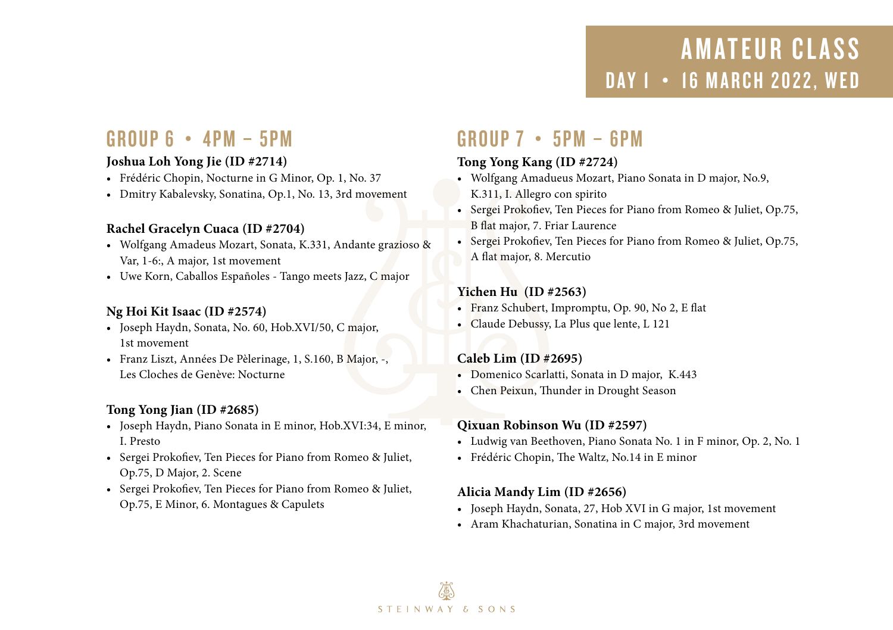# AMATEUR CLASS
## DAY 1 • 16 MARCH 2022, WED

## GROUP 6 • 4PM – 5PM

**Joshua Loh Yong Jie (ID #2714)**
- Frédéric Chopin, Nocturne in G Minor, Op. 1, No. 37
- Dmitry Kabalevsky, Sonatina, Op.1, No. 13, 3rd movement

**Rachel Gracelyn Cuaca (ID #2704)**
- Wolfgang Amadeus Mozart, Sonata, K.331, Andante grazioso & Var, 1-6:, A major, 1st movement
- Uwe Korn, Caballos Españoles - Tango meets Jazz, C major

**Ng Hoi Kit Isaac (ID #2574)**
- Joseph Haydn, Sonata, No. 60, Hob.XVI/50, C major, 1st movement
- Franz Liszt, Années De Pèlerinage, 1, S.160, B Major, -, Les Cloches de Genève: Nocturne

**Tong Yong Jian (ID #2685)**
- Joseph Haydn, Piano Sonata in E minor, Hob.XVI:34, E minor, I. Presto
- Sergei Prokofiev, Ten Pieces for Piano from Romeo & Juliet, Op.75, D Major, 2. Scene
- Sergei Prokofiev, Ten Pieces for Piano from Romeo & Juliet, Op.75, E Minor, 6. Montagues & Capulets

## GROUP 7 • 5PM – 6PM

**Tong Yong Kang (ID #2724)**
- Wolfgang Amadueus Mozart, Piano Sonata in D major, No.9, K.311, I. Allegro con spirito
- Sergei Prokofiev, Ten Pieces for Piano from Romeo & Juliet, Op.75, B flat major, 7. Friar Laurence
- Sergei Prokofiev, Ten Pieces for Piano from Romeo & Juliet, Op.75, A flat major, 8. Mercutio

**Yichen Hu (ID #2563)**
- Franz Schubert, Impromptu, Op. 90, No 2, E flat
- Claude Debussy, La Plus que lente, L 121

**Caleb Lim (ID #2695)**
- Domenico Scarlatti, Sonata in D major, K.443
- Chen Peixun, Thunder in Drought Season

**Qixuan Robinson Wu (ID #2597)**
- Ludwig van Beethoven, Piano Sonata No. 1 in F minor, Op. 2, No. 1
- Frédéric Chopin, The Waltz, No.14 in E minor

**Alicia Mandy Lim (ID #2656)**
- Joseph Haydn, Sonata, 27, Hob XVI in G major, 1st movement
- Aram Khachaturian, Sonatina in C major, 3rd movement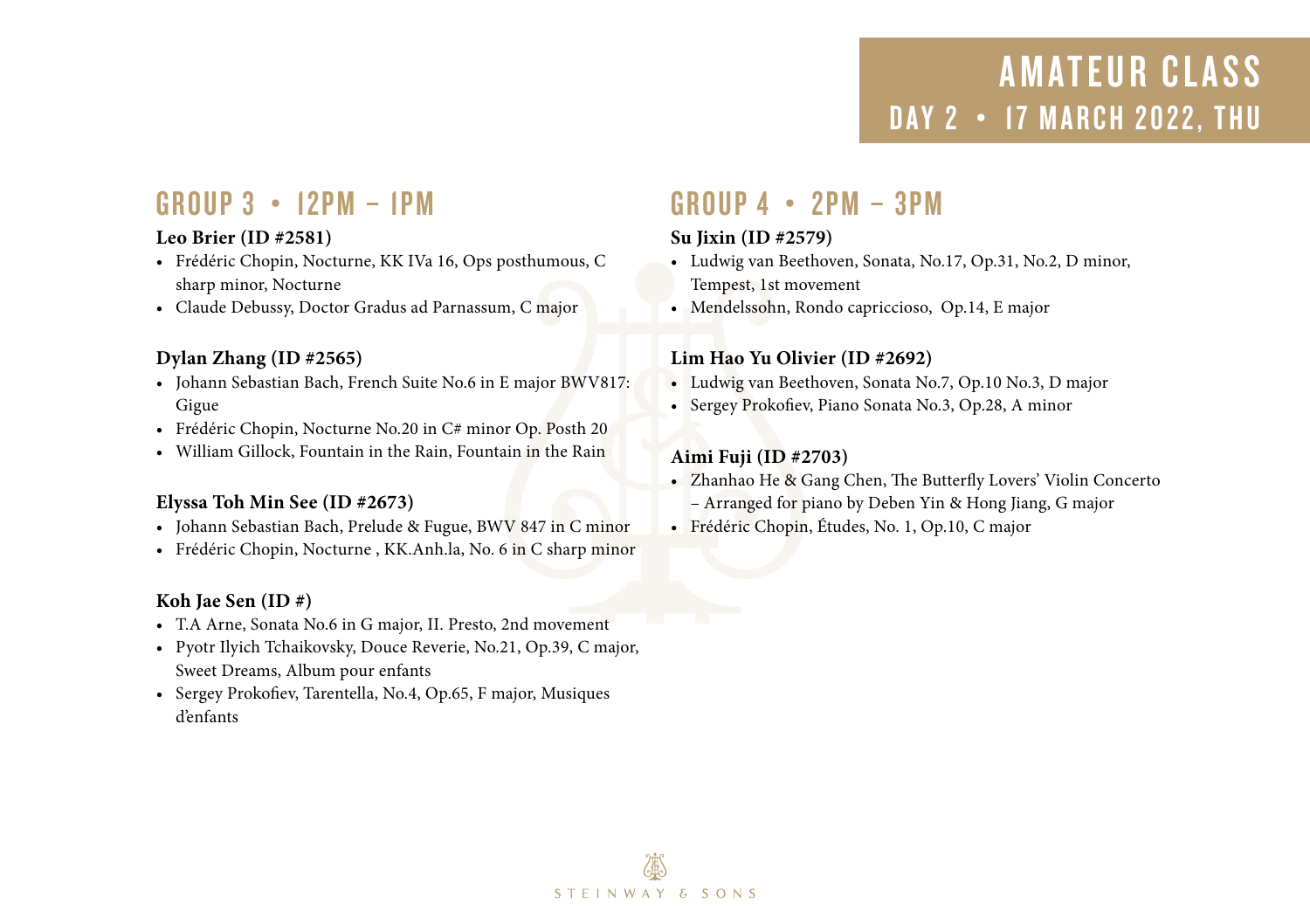# AMATEUR CLASS
## DAY 2 • 17 MARCH 2022, THU

## GROUP 3 • 12PM – 1PM

**Leo Brier (ID #2581)**

- Frédéric Chopin, Nocturne, KK IVa 16, Ops posthumous, C sharp minor, Nocturne
- Claude Debussy, Doctor Gradus ad Parnassum, C major

**Dylan Zhang (ID #2565)**

- Johann Sebastian Bach, French Suite No.6 in E major BWV817: Gigue
- Frédéric Chopin, Nocturne No.20 in C# minor Op. Posth 20
- William Gillock, Fountain in the Rain, Fountain in the Rain

**Elyssa Toh Min See (ID #2673)**

- Johann Sebastian Bach, Prelude & Fugue, BWV 847 in C minor
- Frédéric Chopin, Nocturne , KK.Anh.la, No. 6 in C sharp minor

**Koh Jae Sen (ID #)**

- T.A Arne, Sonata No.6 in G major, II. Presto, 2nd movement
- Pyotr Ilyich Tchaikovsky, Douce Reverie, No.21, Op.39, C major, Sweet Dreams, Album pour enfants
- Sergey Prokofiev, Tarentella, No.4, Op.65, F major, Musiques d'enfants

## GROUP 4 • 2PM – 3PM

**Su Jixin (ID #2579)**

- Ludwig van Beethoven, Sonata, No.17, Op.31, No.2, D minor, Tempest, 1st movement
- Mendelssohn, Rondo capriccioso, Op.14, E major

**Lim Hao Yu Olivier (ID #2692)**

- Ludwig van Beethoven, Sonata No.7, Op.10 No.3, D major
- Sergey Prokofiev, Piano Sonata No.3, Op.28, A minor

**Aimi Fuji (ID #2703)**

- Zhanhao He & Gang Chen, The Butterfly Lovers' Violin Concerto – Arranged for piano by Deben Yin & Hong Jiang, G major
- Frédéric Chopin, Études, No. 1, Op.10, C major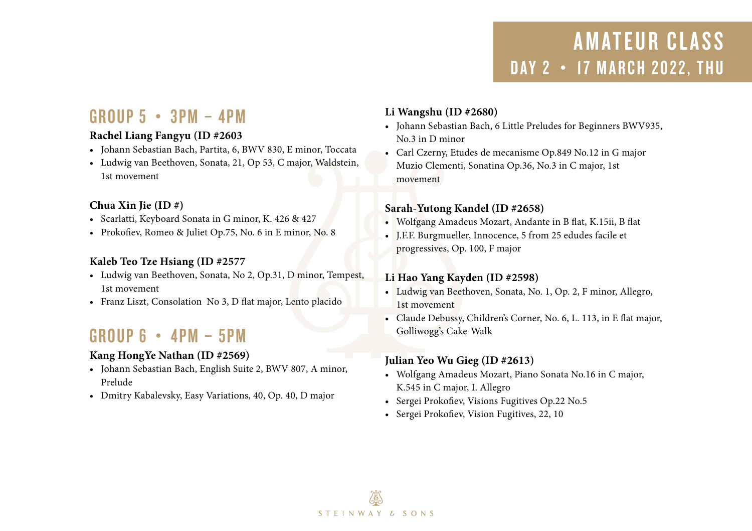# AMATEUR CLASS
## DAY 2 • 17 MARCH 2022, THU

## GROUP 5 • 3PM – 4PM

**Rachel Liang Fangyu (ID #2603)**

- Johann Sebastian Bach, Partita, 6, BWV 830, E minor, Toccata
- Ludwig van Beethoven, Sonata, 21, Op 53, C major, Waldstein, 1st movement

**Chua Xin Jie (ID #)**

- Scarlatti, Keyboard Sonata in G minor, K. 426 & 427
- Prokofiev, Romeo & Juliet Op.75, No. 6 in E minor, No. 8

**Kaleb Teo Tze Hsiang (ID #2577**

- Ludwig van Beethoven, Sonata, No 2, Op.31, D minor, Tempest, 1st movement
- Franz Liszt, Consolation No 3, D flat major, Lento placido

## GROUP 6 • 4PM – 5PM

**Kang HongYe Nathan (ID #2569)**

- Johann Sebastian Bach, English Suite 2, BWV 807, A minor, Prelude
- Dmitry Kabalevsky, Easy Variations, 40, Op. 40, D major

**Li Wangshu (ID #2680)**

- Johann Sebastian Bach, 6 Little Preludes for Beginners BWV935, No.3 in D minor
- Carl Czerny, Etudes de mecanisme Op.849 No.12 in G major Muzio Clementi, Sonatina Op.36, No.3 in C major, 1st movement

**Sarah-Yutong Kandel (ID #2658)**

- Wolfgang Amadeus Mozart, Andante in B flat, K.15ii, B flat
- J.F.F. Burgmueller, Innocence, 5 from 25 edudes facile et progressives, Op. 100, F major

**Li Hao Yang Kayden (ID #2598)**

- Ludwig van Beethoven, Sonata, No. 1, Op. 2, F minor, Allegro, 1st movement
- Claude Debussy, Children's Corner, No. 6, L. 113, in E flat major, Golliwogg's Cake-Walk

**Julian Yeo Wu Gieg (ID #2613)**

- Wolfgang Amadeus Mozart, Piano Sonata No.16 in C major, K.545 in C major, I. Allegro
- Sergei Prokofiev, Visions Fugitives Op.22 No.5
- Sergei Prokofiev, Vision Fugitives, 22, 10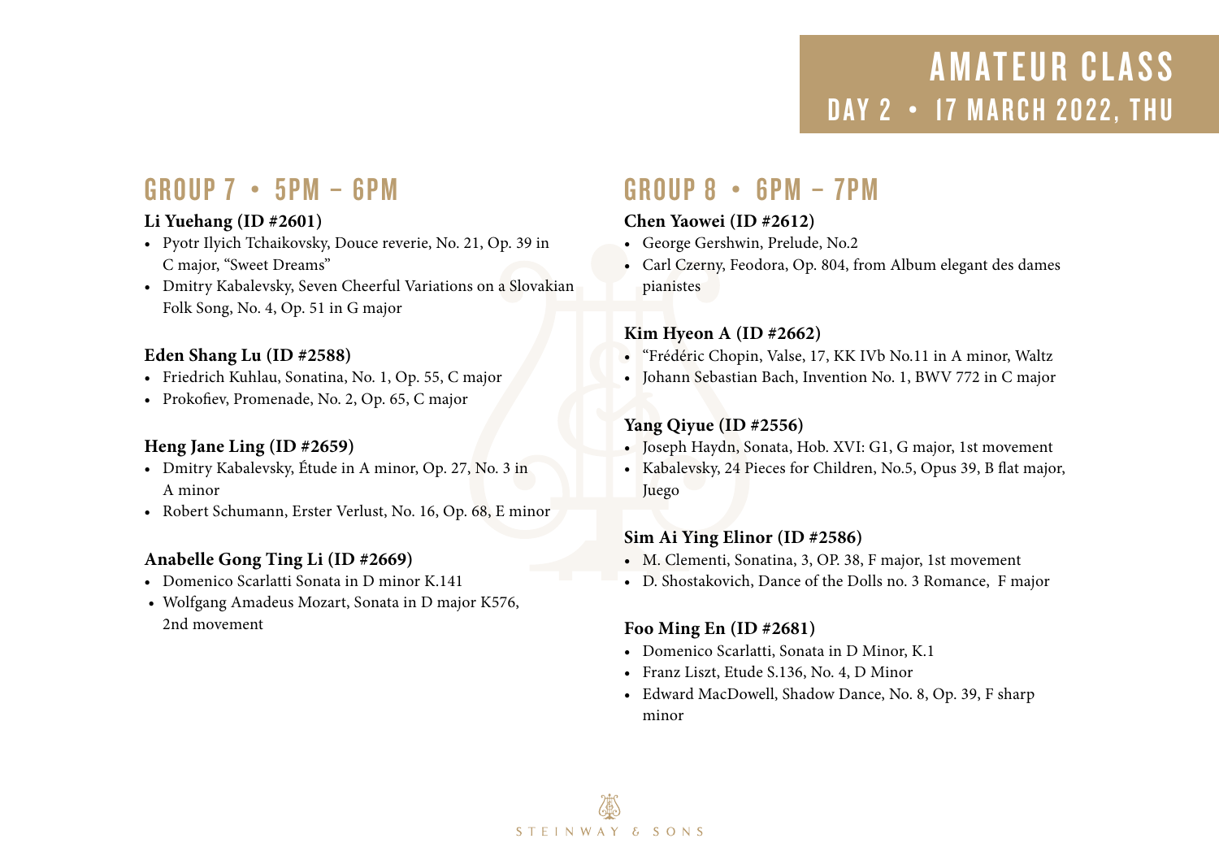# AMATEUR CLASS

## DAY 2 • 17 MARCH 2022, THU

## GROUP 7 • 5PM – 6PM

**Li Yuehang (ID #2601)**

- Pyotr Ilyich Tchaikovsky, Douce reverie, No. 21, Op. 39 in C major, "Sweet Dreams"
- Dmitry Kabalevsky, Seven Cheerful Variations on a Slovakian Folk Song, No. 4, Op. 51 in G major

**Eden Shang Lu (ID #2588)**

- Friedrich Kuhlau, Sonatina, No. 1, Op. 55, C major
- Prokofiev, Promenade, No. 2, Op. 65, C major

**Heng Jane Ling (ID #2659)**

- Dmitry Kabalevsky, Étude in A minor, Op. 27, No. 3 in A minor
- Robert Schumann, Erster Verlust, No. 16, Op. 68, E minor

**Anabelle Gong Ting Li (ID #2669)**

- Domenico Scarlatti Sonata in D minor K.141
- Wolfgang Amadeus Mozart, Sonata in D major K576, 2nd movement

## GROUP 8 • 6PM – 7PM

**Chen Yaowei (ID #2612)**

- George Gershwin, Prelude, No.2
- Carl Czerny, Feodora, Op. 804, from Album elegant des dames pianistes

**Kim Hyeon A (ID #2662)**

- "Frédéric Chopin, Valse, 17, KK IVb No.11 in A minor, Waltz
- Johann Sebastian Bach, Invention No. 1, BWV 772 in C major

**Yang Qiyue (ID #2556)**

- Joseph Haydn, Sonata, Hob. XVI: G1, G major, 1st movement
- Kabalevsky, 24 Pieces for Children, No.5, Opus 39, B flat major, Juego

**Sim Ai Ying Elinor (ID #2586)**

- M. Clementi, Sonatina, 3, OP. 38, F major, 1st movement
- D. Shostakovich, Dance of the Dolls no. 3 Romance, F major

**Foo Ming En (ID #2681)**

- Domenico Scarlatti, Sonata in D Minor, K.1
- Franz Liszt, Etude S.136, No. 4, D Minor
- Edward MacDowell, Shadow Dance, No. 8, Op. 39, F sharp minor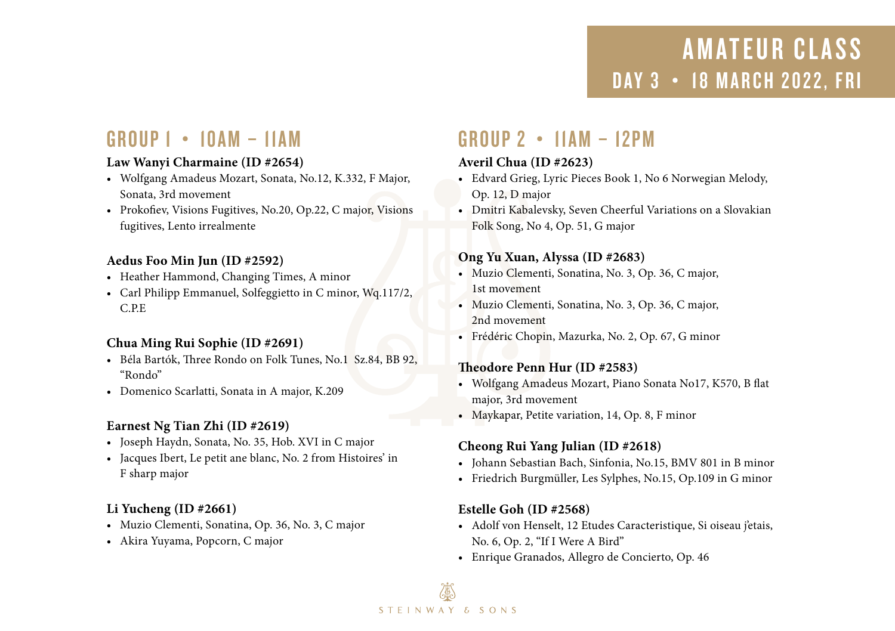# AMATEUR CLASS
## DAY 3 • 18 MARCH 2022, FRI

## GROUP 1 • 10AM – 11AM

**Law Wanyi Charmaine (ID #2654)**
- Wolfgang Amadeus Mozart, Sonata, No.12, K.332, F Major, Sonata, 3rd movement
- Prokofiev, Visions Fugitives, No.20, Op.22, C major, Visions fugitives, Lento irrealmente

**Aedus Foo Min Jun (ID #2592)**
- Heather Hammond, Changing Times, A minor
- Carl Philipp Emmanuel, Solfeggietto in C minor, Wq.117/2, C.P.E

**Chua Ming Rui Sophie (ID #2691)**
- Béla Bartók, Three Rondo on Folk Tunes, No.1 Sz.84, BB 92, "Rondo"
- Domenico Scarlatti, Sonata in A major, K.209

**Earnest Ng Tian Zhi (ID #2619)**
- Joseph Haydn, Sonata, No. 35, Hob. XVI in C major
- Jacques Ibert, Le petit ane blanc, No. 2 from Histoires' in F sharp major

**Li Yucheng (ID #2661)**
- Muzio Clementi, Sonatina, Op. 36, No. 3, C major
- Akira Yuyama, Popcorn, C major

## GROUP 2 • 11AM – 12PM

**Averil Chua (ID #2623)**
- Edvard Grieg, Lyric Pieces Book 1, No 6 Norwegian Melody, Op. 12, D major
- Dmitri Kabalevsky, Seven Cheerful Variations on a Slovakian Folk Song, No 4, Op. 51, G major

**Ong Yu Xuan, Alyssa (ID #2683)**
- Muzio Clementi, Sonatina, No. 3, Op. 36, C major, 1st movement
- Muzio Clementi, Sonatina, No. 3, Op. 36, C major, 2nd movement
- Frédéric Chopin, Mazurka, No. 2, Op. 67, G minor

**Theodore Penn Hur (ID #2583)**
- Wolfgang Amadeus Mozart, Piano Sonata No17, K570, B flat major, 3rd movement
- Maykapar, Petite variation, 14, Op. 8, F minor

**Cheong Rui Yang Julian (ID #2618)**
- Johann Sebastian Bach, Sinfonia, No.15, BMV 801 in B minor
- Friedrich Burgmüller, Les Sylphes, No.15, Op.109 in G minor

**Estelle Goh (ID #2568)**
- Adolf von Henselt, 12 Etudes Caracteristique, Si oiseau j'etais, No. 6, Op. 2, "If I Were A Bird"
- Enrique Granados, Allegro de Concierto, Op. 46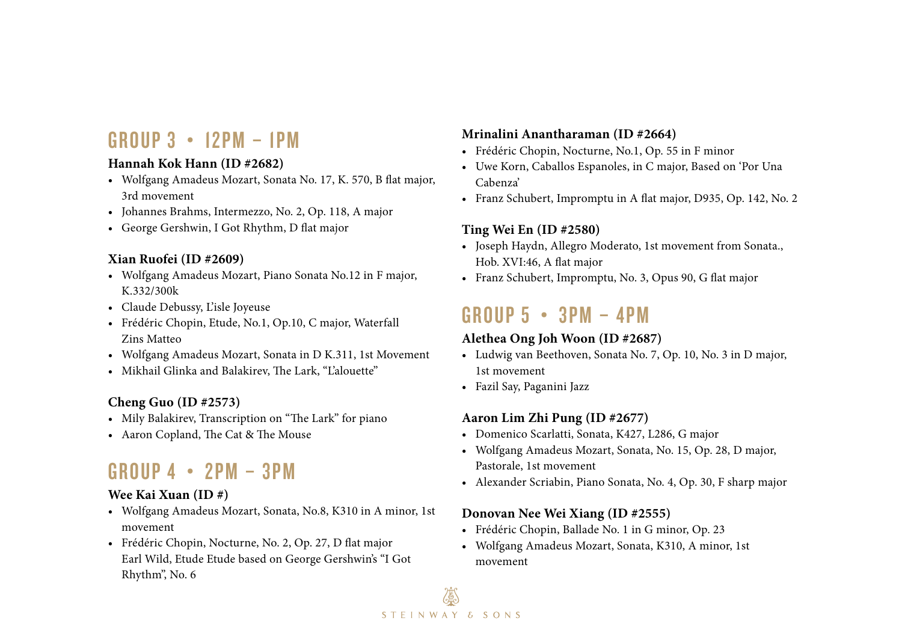## GROUP 3 • 12PM – 1PM

**Hannah Kok Hann (ID #2682)**

- Wolfgang Amadeus Mozart, Sonata No. 17, K. 570, B flat major, 3rd movement
- Johannes Brahms, Intermezzo, No. 2, Op. 118, A major
- George Gershwin, I Got Rhythm, D flat major

**Xian Ruofei (ID #2609)**

- Wolfgang Amadeus Mozart, Piano Sonata No.12 in F major, K.332/300k
- Claude Debussy, L'isle Joyeuse
- Frédéric Chopin, Etude, No.1, Op.10, C major, Waterfall Zins Matteo
- Wolfgang Amadeus Mozart, Sonata in D K.311, 1st Movement
- Mikhail Glinka and Balakirev, The Lark, "L'alouette"

**Cheng Guo (ID #2573)**

- Mily Balakirev, Transcription on "The Lark" for piano
- Aaron Copland, The Cat & The Mouse

## GROUP 4 • 2PM – 3PM

**Wee Kai Xuan (ID #)**

- Wolfgang Amadeus Mozart, Sonata, No.8, K310 in A minor, 1st movement
- Frédéric Chopin, Nocturne, No. 2, Op. 27, D flat major Earl Wild, Etude Etude based on George Gershwin's "I Got Rhythm", No. 6

**Mrinalini Anantharaman (ID #2664)**

- Frédéric Chopin, Nocturne, No.1, Op. 55 in F minor
- Uwe Korn, Caballos Espanoles, in C major, Based on 'Por Una Cabenza'
- Franz Schubert, Impromptu in A flat major, D935, Op. 142, No. 2

**Ting Wei En (ID #2580)**

- Joseph Haydn, Allegro Moderato, 1st movement from Sonata., Hob. XVI:46, A flat major
- Franz Schubert, Impromptu, No. 3, Opus 90, G flat major

## GROUP 5 • 3PM – 4PM

**Alethea Ong Joh Woon (ID #2687)**

- Ludwig van Beethoven, Sonata No. 7, Op. 10, No. 3 in D major, 1st movement
- Fazil Say, Paganini Jazz

**Aaron Lim Zhi Pung (ID #2677)**

- Domenico Scarlatti, Sonata, K427, L286, G major
- Wolfgang Amadeus Mozart, Sonata, No. 15, Op. 28, D major, Pastorale, 1st movement
- Alexander Scriabin, Piano Sonata, No. 4, Op. 30, F sharp major

**Donovan Nee Wei Xiang (ID #2555)**

- Frédéric Chopin, Ballade No. 1 in G minor, Op. 23
- Wolfgang Amadeus Mozart, Sonata, K310, A minor, 1st movement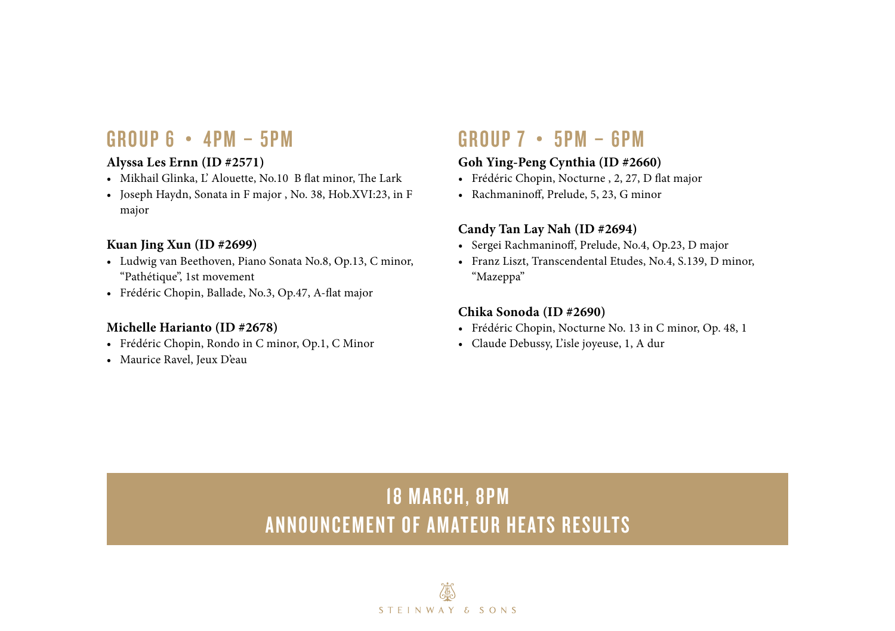## GROUP 6 • 4PM – 5PM

**Alyssa Les Ernn (ID #2571)**

- Mikhail Glinka, L' Alouette, No.10 B flat minor, The Lark
- Joseph Haydn, Sonata in F major , No. 38, Hob.XVI:23, in F major

**Kuan Jing Xun (ID #2699)**

- Ludwig van Beethoven, Piano Sonata No.8, Op.13, C minor, "Pathétique", 1st movement
- Frédéric Chopin, Ballade, No.3, Op.47, A-flat major

**Michelle Harianto (ID #2678)**

- Frédéric Chopin, Rondo in C minor, Op.1, C Minor
- Maurice Ravel, Jeux D'eau

## GROUP 7 • 5PM – 6PM

**Goh Ying-Peng Cynthia (ID #2660)**

- Frédéric Chopin, Nocturne , 2, 27, D flat major
- Rachmaninoff, Prelude, 5, 23, G minor

**Candy Tan Lay Nah (ID #2694)**

- Sergei Rachmaninoff, Prelude, No.4, Op.23, D major
- Franz Liszt, Transcendental Etudes, No.4, S.139, D minor, "Mazeppa"

**Chika Sonoda (ID #2690)**

- Frédéric Chopin, Nocturne No. 13 in C minor, Op. 48, 1
- Claude Debussy, L'isle joyeuse, 1, A dur

## 18 MARCH, 8PM
## ANNOUNCEMENT OF AMATEUR HEATS RESULTS

STEINWAY & SONS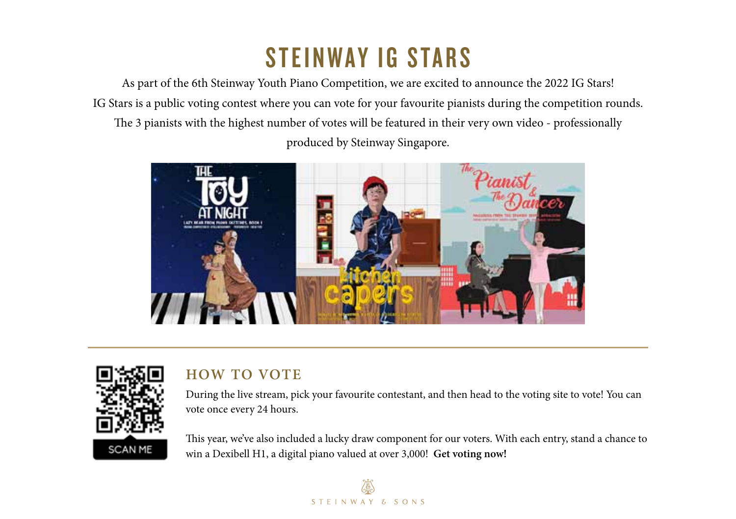# STEINWAY IG STARS

As part of the 6th Steinway Youth Piano Competition, we are excited to announce the 2022 IG Stars!

IG Stars is a public voting contest where you can vote for your favourite pianists during the competition rounds.

The 3 pianists with the highest number of votes will be featured in their very own video - professionally produced by Steinway Singapore.

## HOW TO VOTE

During the live stream, pick your favourite contestant, and then head to the voting site to vote! You can vote once every 24 hours.

This year, we've also included a lucky draw component for our voters. With each entry, stand a chance to win a Dexibell H1, a digital piano valued at over 3,000! **Get voting now!**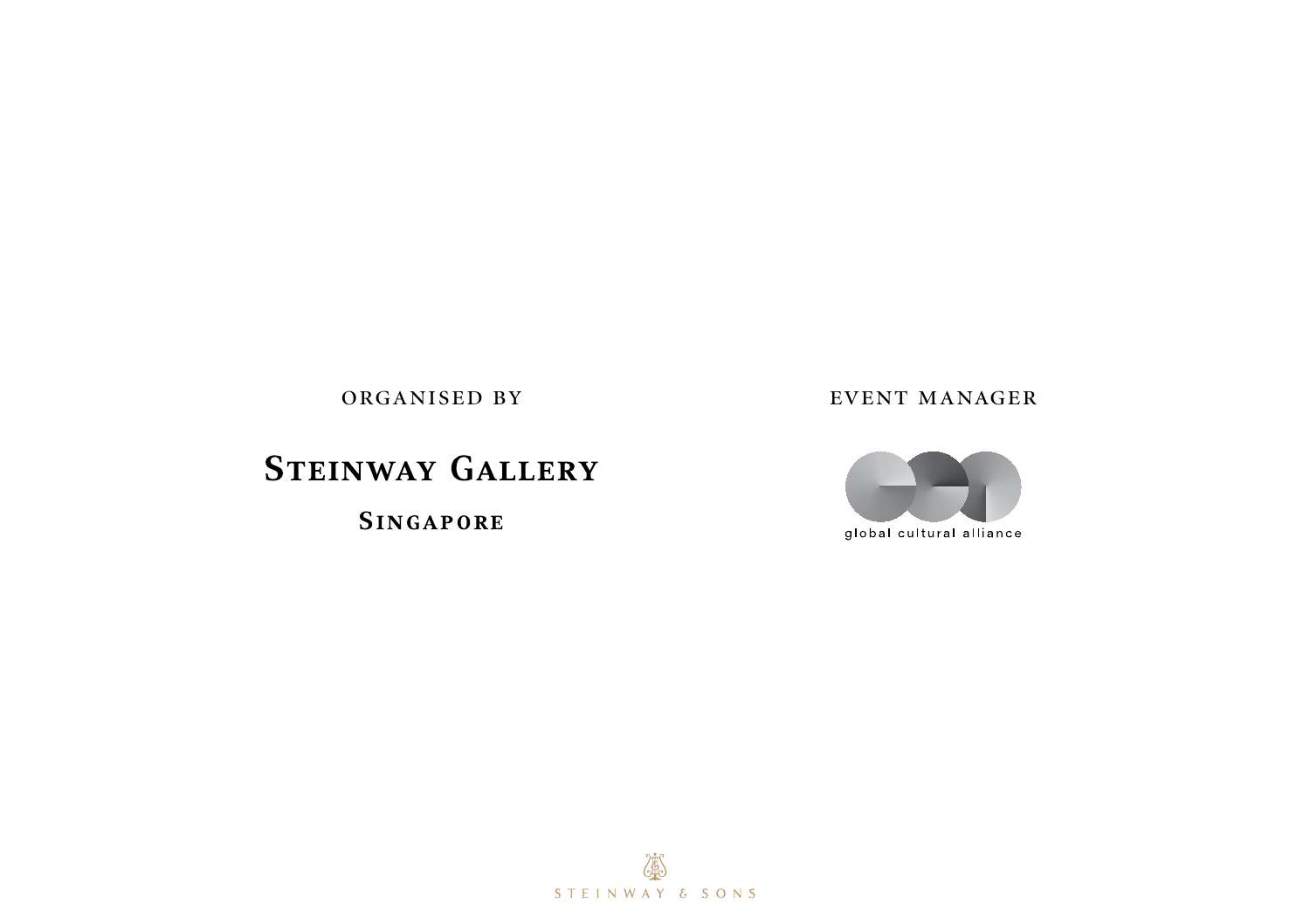ORGANISED BY

**STEINWAY GALLERY**

**SINGAPORE**

EVENT MANAGER

global cultural alliance

STEINWAY & SONS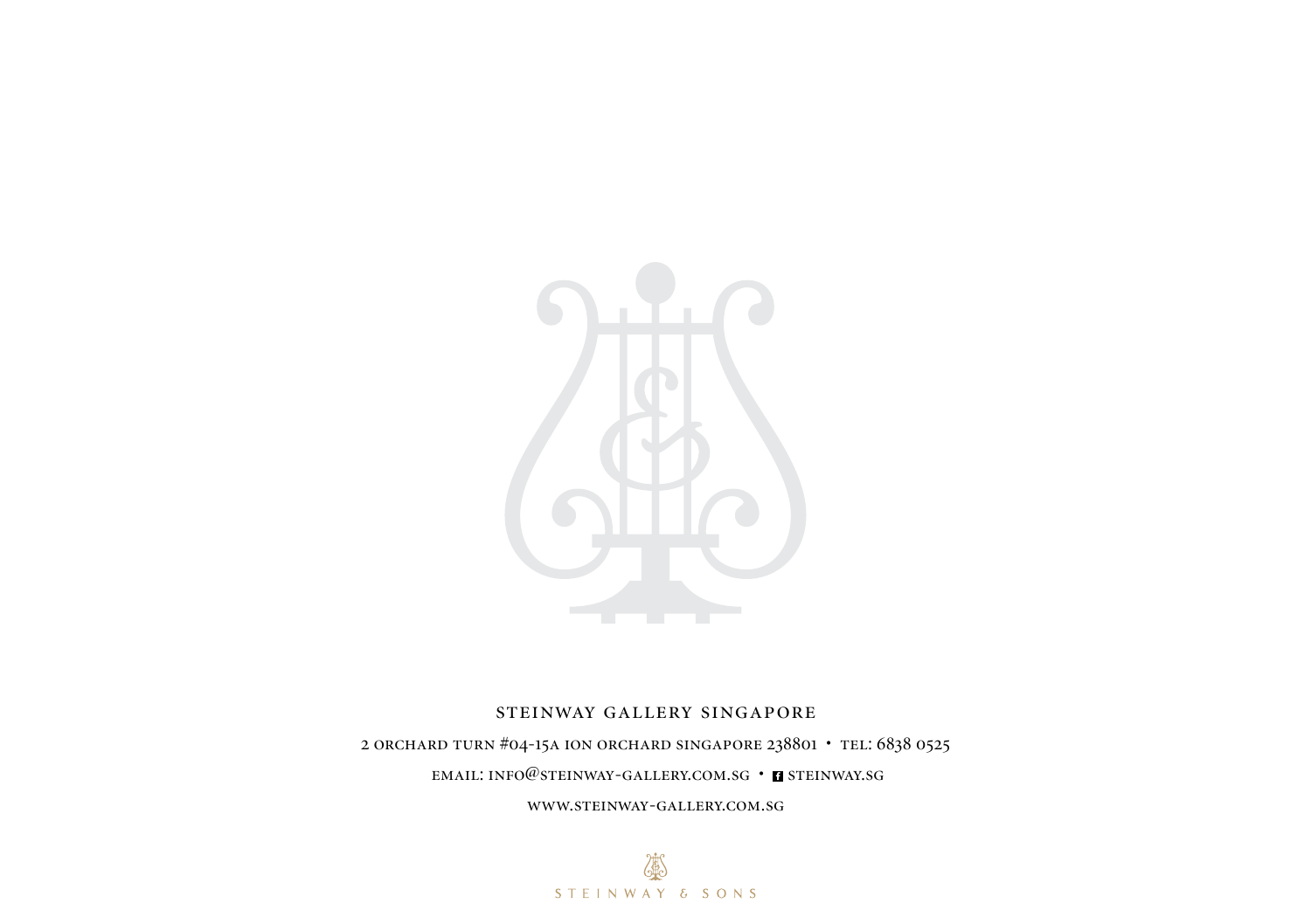STEINWAY GALLERY SINGAPORE

2 ORCHARD TURN #04-15A ION ORCHARD SINGAPORE 238801 • TEL: 6838 0525

EMAIL: INFO@STEINWAY-GALLERY.COM.SG • STEINWAY.SG

WWW.STEINWAY-GALLERY.COM.SG

STEINWAY & SONS